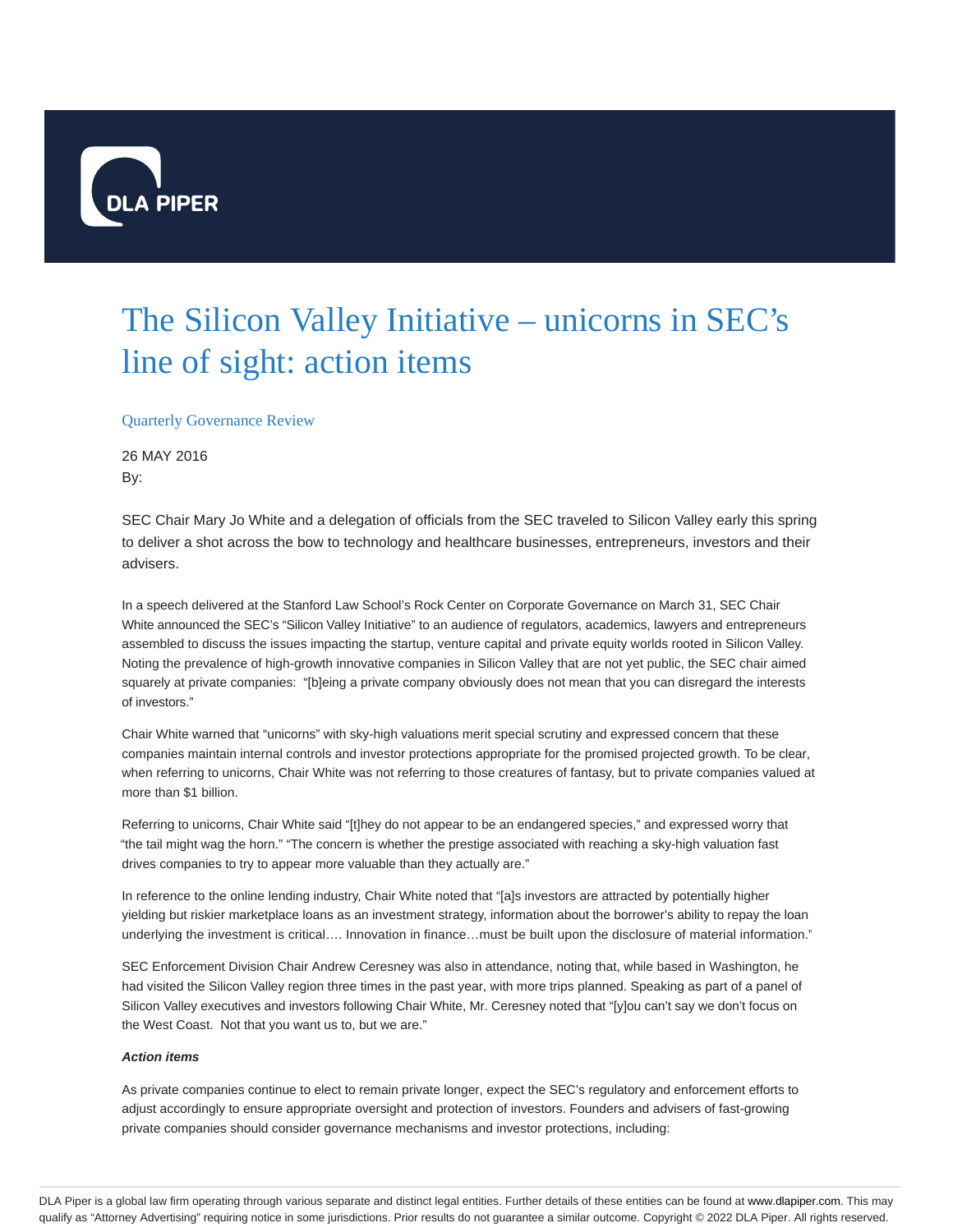# The Silicon Valley Initiative – unicorns in SEC's line of sight: action items

Quarterly Governance Review

26 MAY 2016

By:

SEC Chair Mary Jo White and a delegation of officials from the SEC traveled to Silicon Valley early this spring to deliver a shot across the bow to technology and healthcare businesses, entrepreneurs, investors and their advisers.

In a speech delivered at the Stanford Law School's Rock Center on Corporate Governance on March 31, SEC Chair White announced the SEC's "Silicon Valley Initiative" to an audience of regulators, academics, lawyers and entrepreneurs assembled to discuss the issues impacting the startup, venture capital and private equity worlds rooted in Silicon Valley. Noting the prevalence of high-growth innovative companies in Silicon Valley that are not yet public, the SEC chair aimed squarely at private companies: "[b]eing a private company obviously does not mean that you can disregard the interests of investors."

Chair White warned that "unicorns" with sky-high valuations merit special scrutiny and expressed concern that these companies maintain internal controls and investor protections appropriate for the promised projected growth. To be clear, when referring to unicorns, Chair White was not referring to those creatures of fantasy, but to private companies valued at more than $1 billion.

Referring to unicorns, Chair White said "[t]hey do not appear to be an endangered species," and expressed worry that "the tail might wag the horn." "The concern is whether the prestige associated with reaching a sky-high valuation fast drives companies to try to appear more valuable than they actually are."

In reference to the online lending industry, Chair White noted that "[a]s investors are attracted by potentially higher yielding but riskier marketplace loans as an investment strategy, information about the borrower's ability to repay the loan underlying the investment is critical…. Innovation in finance…must be built upon the disclosure of material information."

SEC Enforcement Division Chair Andrew Ceresney was also in attendance, noting that, while based in Washington, he had visited the Silicon Valley region three times in the past year, with more trips planned. Speaking as part of a panel of Silicon Valley executives and investors following Chair White, Mr. Ceresney noted that "[y]ou can't say we don't focus on the West Coast. Not that you want us to, but we are."

***Action items***

As private companies continue to elect to remain private longer, expect the SEC's regulatory and enforcement efforts to adjust accordingly to ensure appropriate oversight and protection of investors. Founders and advisers of fast-growing private companies should consider governance mechanisms and investor protections, including: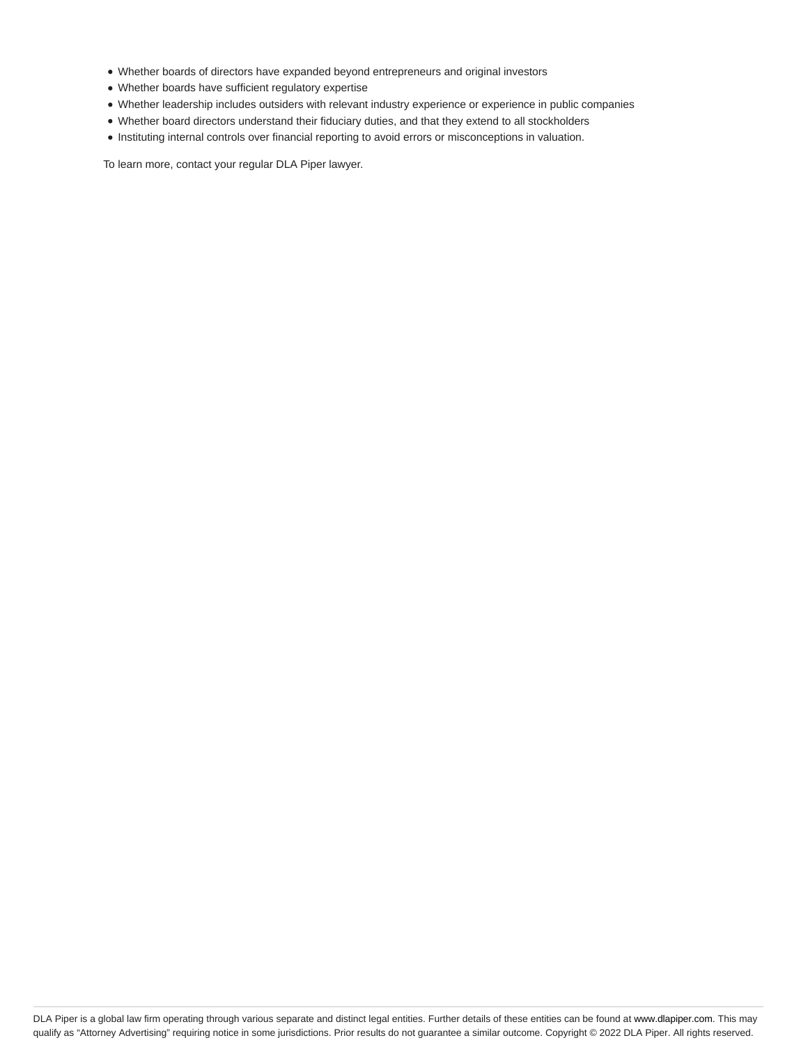- Whether boards of directors have expanded beyond entrepreneurs and original investors
- Whether boards have sufficient regulatory expertise
- Whether leadership includes outsiders with relevant industry experience or experience in public companies
- Whether board directors understand their fiduciary duties, and that they extend to all stockholders
- Instituting internal controls over financial reporting to avoid errors or misconceptions in valuation.

To learn more, contact your regular DLA Piper lawyer.

DLA Piper is a global law firm operating through various separate and distinct legal entities. Further details of these entities can be found at www.dlapiper.com. This may qualify as "Attorney Advertising" requiring notice in some jurisdictions. Prior results do not guarantee a similar outcome. Copyright © 2022 DLA Piper. All rights reserved.